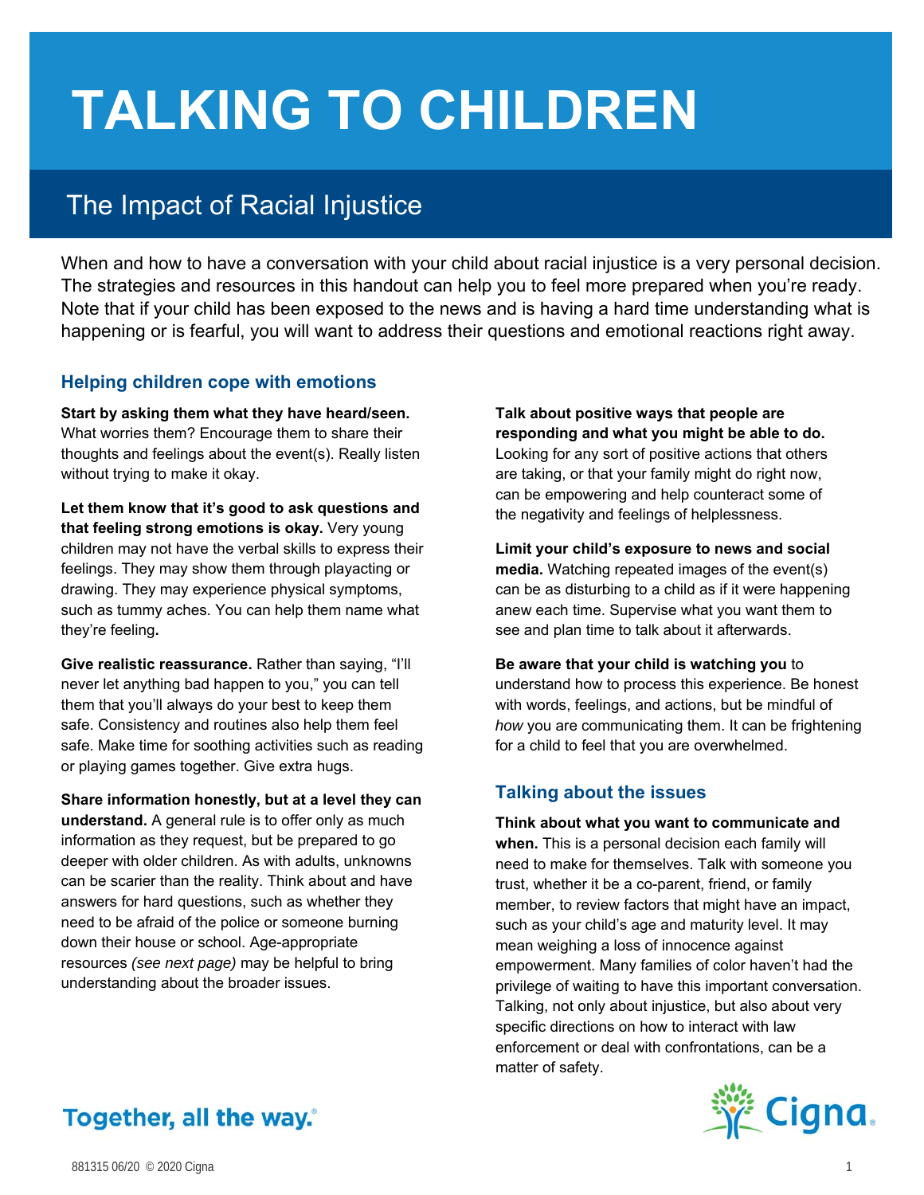# TALKING TO CHILDREN

## The Impact of Racial Injustice

When and how to have a conversation with your child about racial injustice is a very personal decision. The strategies and resources in this handout can help you to feel more prepared when you're ready. Note that if your child has been exposed to the news and is having a hard time understanding what is happening or is fearful, you will want to address their questions and emotional reactions right away.

### Helping children cope with emotions

**Start by asking them what they have heard/seen.** What worries them? Encourage them to share their thoughts and feelings about the event(s). Really listen without trying to make it okay.

**Let them know that it's good to ask questions and that feeling strong emotions is okay.** Very young children may not have the verbal skills to express their feelings. They may show them through playacting or drawing. They may experience physical symptoms, such as tummy aches. You can help them name what they're feeling.

**Give realistic reassurance.** Rather than saying, "I'll never let anything bad happen to you," you can tell them that you'll always do your best to keep them safe. Consistency and routines also help them feel safe. Make time for soothing activities such as reading or playing games together. Give extra hugs.

**Share information honestly, but at a level they can understand.** A general rule is to offer only as much information as they request, but be prepared to go deeper with older children. As with adults, unknowns can be scarier than the reality. Think about and have answers for hard questions, such as whether they need to be afraid of the police or someone burning down their house or school. Age-appropriate resources *(see next page)* may be helpful to bring understanding about the broader issues.

**Talk about positive ways that people are responding and what you might be able to do.** Looking for any sort of positive actions that others are taking, or that your family might do right now, can be empowering and help counteract some of the negativity and feelings of helplessness.

**Limit your child's exposure to news and social media.** Watching repeated images of the event(s) can be as disturbing to a child as if it were happening anew each time. Supervise what you want them to see and plan time to talk about it afterwards.

**Be aware that your child is watching you** to understand how to process this experience. Be honest with words, feelings, and actions, but be mindful of *how* you are communicating them. It can be frightening for a child to feel that you are overwhelmed.

### Talking about the issues

**Think about what you want to communicate and when.** This is a personal decision each family will need to make for themselves. Talk with someone you trust, whether it be a co-parent, friend, or family member, to review factors that might have an impact, such as your child's age and maturity level. It may mean weighing a loss of innocence against empowerment. Many families of color haven't had the privilege of waiting to have this important conversation. Talking, not only about injustice, but also about very specific directions on how to interact with law enforcement or deal with confrontations, can be a matter of safety.

Together, all the way.®

Cigna.

881315 06/20 © 2020 Cigna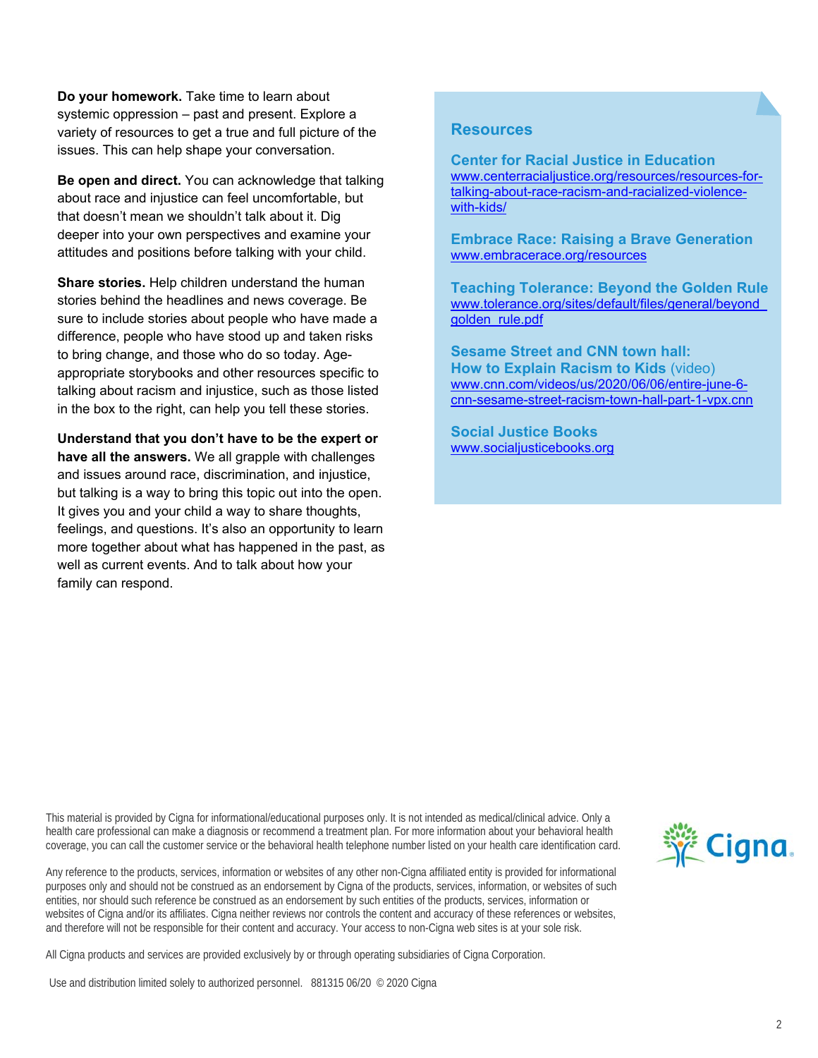**Do your homework.** Take time to learn about systemic oppression – past and present. Explore a variety of resources to get a true and full picture of the issues. This can help shape your conversation.

**Be open and direct.** You can acknowledge that talking about race and injustice can feel uncomfortable, but that doesn't mean we shouldn't talk about it. Dig deeper into your own perspectives and examine your attitudes and positions before talking with your child.

**Share stories.** Help children understand the human stories behind the headlines and news coverage. Be sure to include stories about people who have made a difference, people who have stood up and taken risks to bring change, and those who do so today. Age-appropriate storybooks and other resources specific to talking about racism and injustice, such as those listed in the box to the right, can help you tell these stories.

**Understand that you don't have to be the expert or have all the answers.** We all grapple with challenges and issues around race, discrimination, and injustice, but talking is a way to bring this topic out into the open. It gives you and your child a way to share thoughts, feelings, and questions. It's also an opportunity to learn more together about what has happened in the past, as well as current events. And to talk about how your family can respond.

## Resources

**Center for Racial Justice in Education**
www.centerracialjustice.org/resources/resources-for-talking-about-race-racism-and-racialized-violence-with-kids/

**Embrace Race: Raising a Brave Generation**
www.embracerace.org/resources

**Teaching Tolerance: Beyond the Golden Rule**
www.tolerance.org/sites/default/files/general/beyond_golden_rule.pdf

**Sesame Street and CNN town hall: How to Explain Racism to Kids** (video)
www.cnn.com/videos/us/2020/06/06/entire-june-6-cnn-sesame-street-racism-town-hall-part-1-vpx.cnn

**Social Justice Books**
www.socialjusticebooks.org

This material is provided by Cigna for informational/educational purposes only. It is not intended as medical/clinical advice. Only a health care professional can make a diagnosis or recommend a treatment plan. For more information about your behavioral health coverage, you can call the customer service or the behavioral health telephone number listed on your health care identification card.

Any reference to the products, services, information or websites of any other non-Cigna affiliated entity is provided for informational purposes only and should not be construed as an endorsement by Cigna of the products, services, information, or websites of such entities, nor should such reference be construed as an endorsement by such entities of the products, services, information or websites of Cigna and/or its affiliates. Cigna neither reviews nor controls the content and accuracy of these references or websites, and therefore will not be responsible for their content and accuracy. Your access to non-Cigna web sites is at your sole risk.

All Cigna products and services are provided exclusively by or through operating subsidiaries of Cigna Corporation.

Use and distribution limited solely to authorized personnel. 881315 06/20 © 2020 Cigna